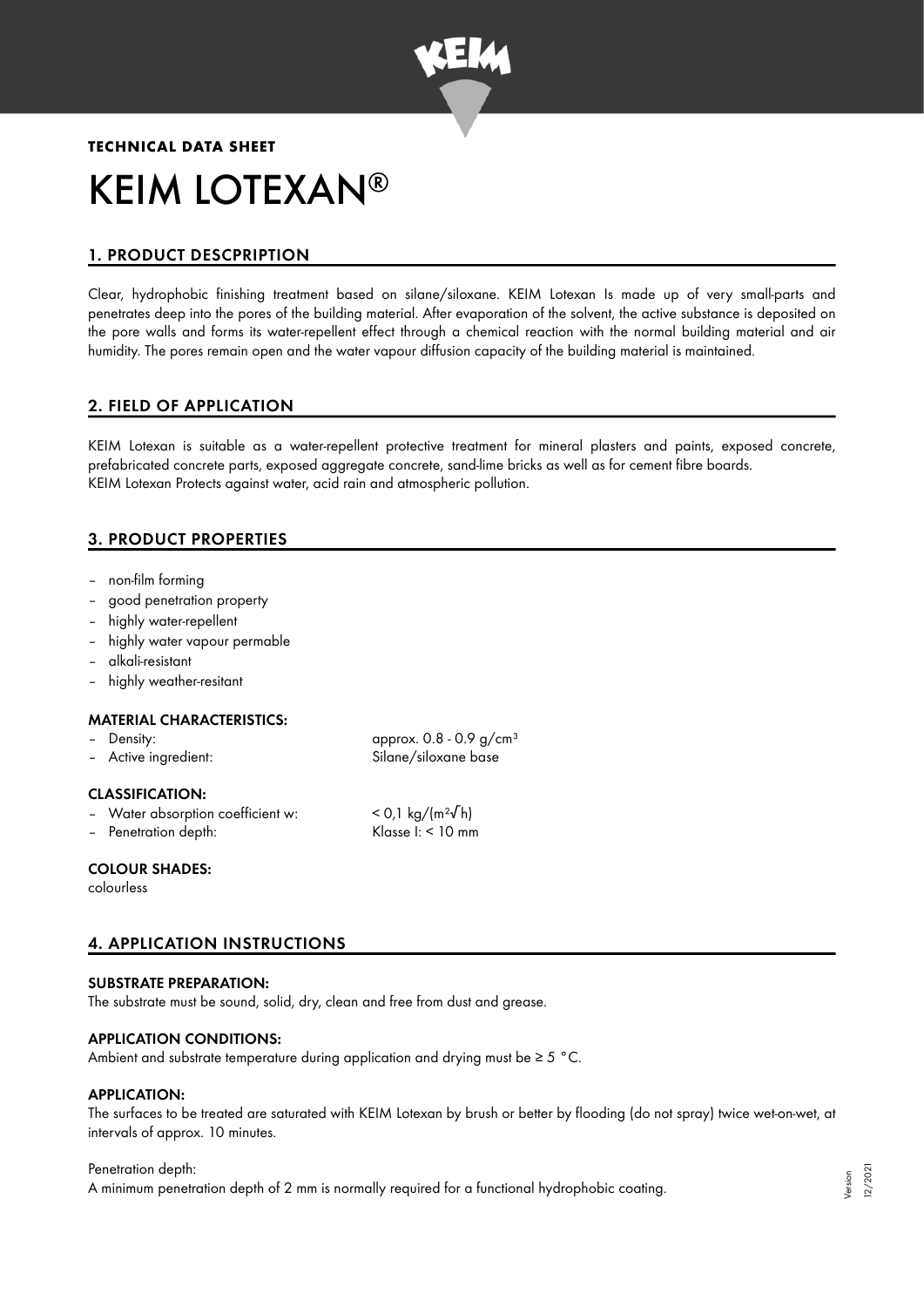**TECHNICAL DATA SHEET**

# KEIM LOTEXAN®

## 1. PRODUCT DESCPRIPTION

Clear, hydrophobic finishing treatment based on silane/siloxane. KEIM Lotexan Is made up of very small-parts and penetrates deep into the pores of the building material. After evaporation of the solvent, the active substance is deposited on the pore walls and forms its water-repellent effect through a chemical reaction with the normal building material and air humidity. The pores remain open and the water vapour diffusion capacity of the building material is maintained.

## 2. FIELD OF APPLICATION

KEIM Lotexan is suitable as a water-repellent protective treatment for mineral plasters and paints, exposed concrete, prefabricated concrete parts, exposed aggregate concrete, sand-lime bricks as well as for cement fibre boards.
KEIM Lotexan Protects against water, acid rain and atmospheric pollution.

## 3. PRODUCT PROPERTIES

- non-film forming
- good penetration property
- highly water-repellent
- highly water vapour permable
- alkali-resistant
- highly weather-resitant

### MATERIAL CHARACTERISTICS:

| | |
|---|---|
| – Density: | approx. 0.8 - 0.9 g/cm³ |
| – Active ingredient: | Silane/siloxane base |

### CLASSIFICATION:

| | |
|---|---|
| – Water absorption coefficient w: | < 0,1 kg/(m²√h) |
| – Penetration depth: | Klasse I: < 10 mm |

### COLOUR SHADES:

colourless

## 4. APPLICATION INSTRUCTIONS

### SUBSTRATE PREPARATION:

The substrate must be sound, solid, dry, clean and free from dust and grease.

### APPLICATION CONDITIONS:

Ambient and substrate temperature during application and drying must be ≥ 5 °C.

### APPLICATION:

The surfaces to be treated are saturated with KEIM Lotexan by brush or better by flooding (do not spray) twice wet-on-wet, at intervals of approx. 10 minutes.

Penetration depth:
A minimum penetration depth of 2 mm is normally required for a functional hydrophobic coating.

Version 12/2021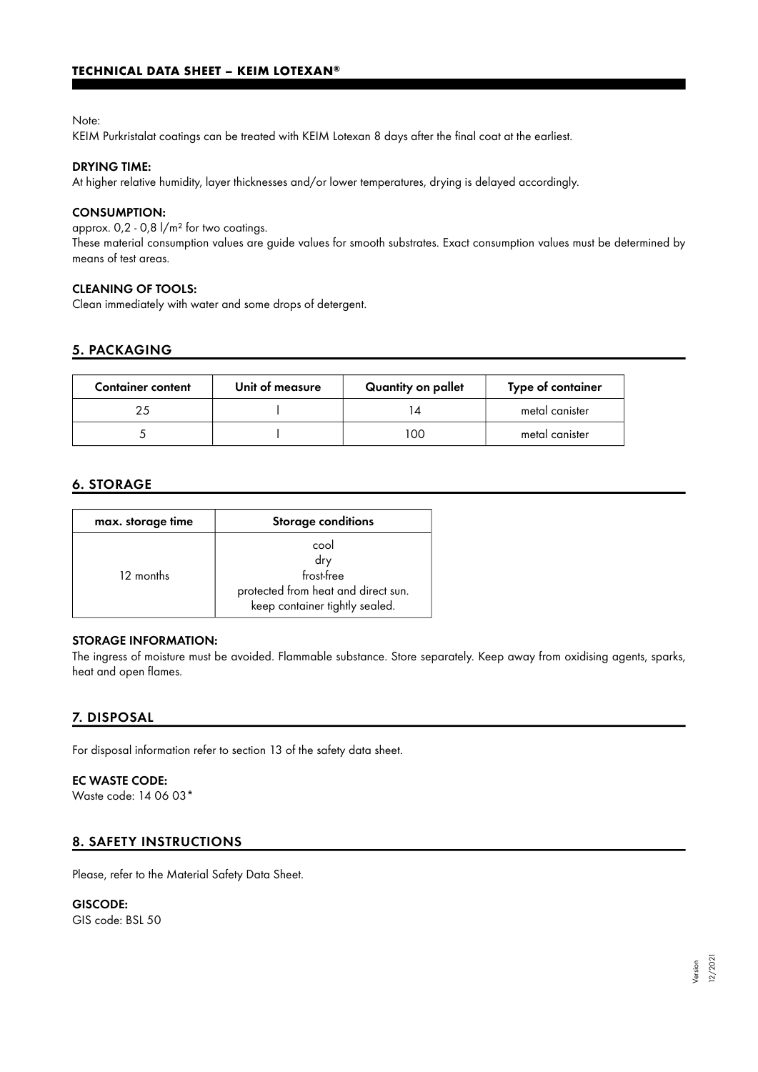Note:
KEIM Purkristalat coatings can be treated with KEIM Lotexan 8 days after the final coat at the earliest.

**DRYING TIME:**
At higher relative humidity, layer thicknesses and/or lower temperatures, drying is delayed accordingly.

**CONSUMPTION:**
approx. 0,2 - 0,8 l/m² for two coatings.
These material consumption values are guide values for smooth substrates. Exact consumption values must be determined by means of test areas.

**CLEANING OF TOOLS:**
Clean immediately with water and some drops of detergent.

## 5. PACKAGING

| Container content | Unit of measure | Quantity on pallet | Type of container |
|---|---|---|---|
| 25 | l | 14 | metal canister |
| 5 | l | 100 | metal canister |

## 6. STORAGE

| max. storage time | Storage conditions |
|---|---|
| 12 months | cool<br>dry<br>frost-free<br>protected from heat and direct sun.<br>keep container tightly sealed. |

**STORAGE INFORMATION:**
The ingress of moisture must be avoided. Flammable substance. Store separately. Keep away from oxidising agents, sparks, heat and open flames.

## 7. DISPOSAL

For disposal information refer to section 13 of the safety data sheet.

**EC WASTE CODE:**
Waste code: 14 06 03*

## 8. SAFETY INSTRUCTIONS

Please, refer to the Material Safety Data Sheet.

**GISCODE:**
GIS code: BSL 50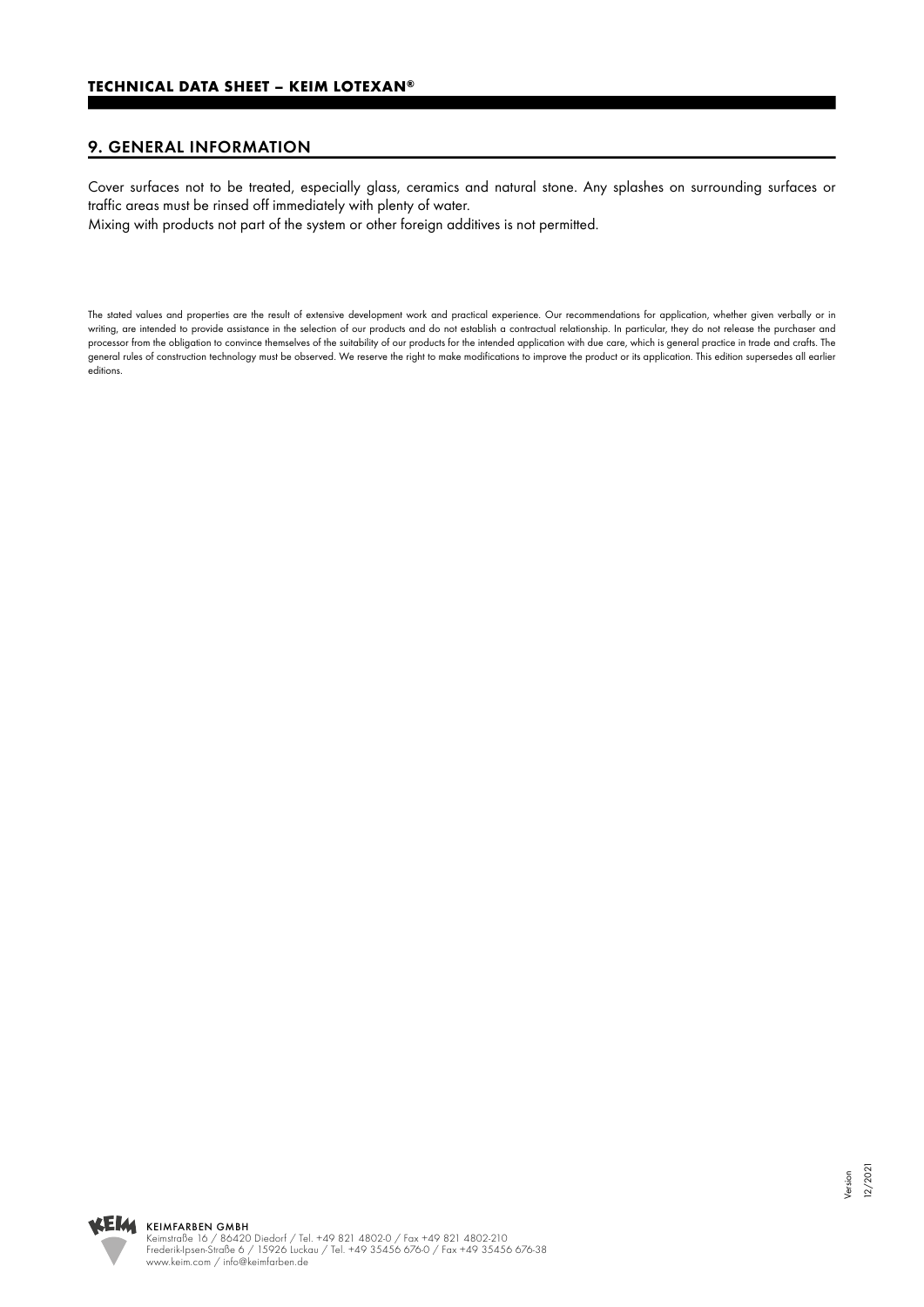## 9. GENERAL INFORMATION

Cover surfaces not to be treated, especially glass, ceramics and natural stone. Any splashes on surrounding surfaces or traffic areas must be rinsed off immediately with plenty of water.
Mixing with products not part of the system or other foreign additives is not permitted.

The stated values and properties are the result of extensive development work and practical experience. Our recommendations for application, whether given verbally or in writing, are intended to provide assistance in the selection of our products and do not establish a contractual relationship. In particular, they do not release the purchaser and processor from the obligation to convince themselves of the suitability of our products for the intended application with due care, which is general practice in trade and crafts. The general rules of construction technology must be observed. We reserve the right to make modifications to improve the product or its application. This edition supersedes all earlier editions.

Version 12/2021

KEIMFARBEN GMBH
Keimstraße 16 / 86420 Diedorf / Tel. +49 821 4802-0 / Fax +49 821 4802-210
Frederik-Ipsen-Straße 6 / 15926 Luckau / Tel. +49 35456 676-0 / Fax +49 35456 676-38
www.keim.com / info@keimfarben.de